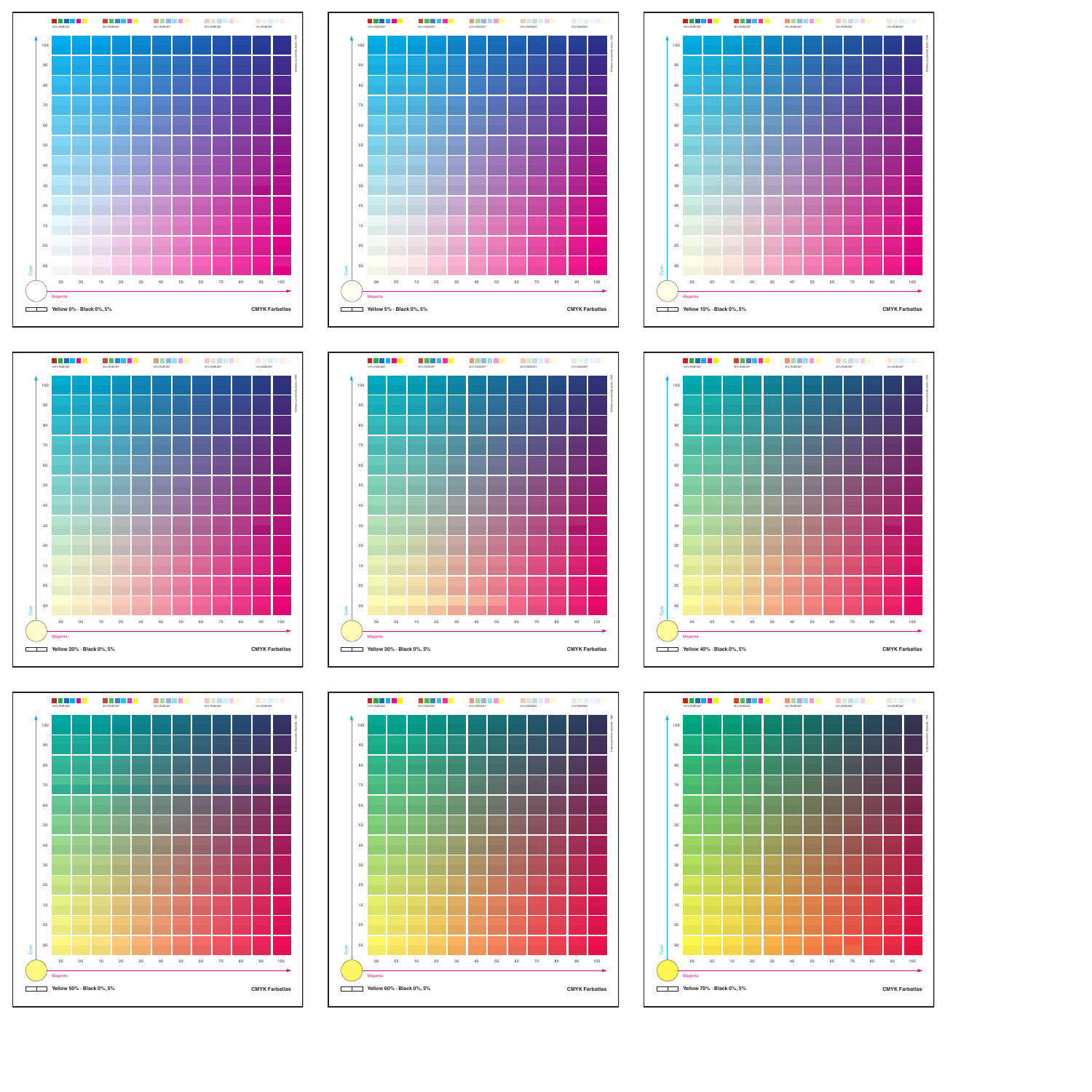Yellow 0% · Black 0%, 5%

CMYK Farbatlas

Yellow 5% · Black 0%, 5%

CMYK Farbatlas

Yellow 10% · Black 0%, 5%

CMYK Farbatlas

Yellow 20% · Black 0%, 5%

CMYK Farbatlas

Yellow 30% · Black 0%, 5%

CMYK Farbatlas

Yellow 40% · Black 0%, 5%

CMYK Farbatlas

Yellow 50% · Black 0%, 5%

CMYK Farbatlas

Yellow 60% · Black 0%, 5%

CMYK Farbatlas

Yellow 70% · Black 0%, 5%

CMYK Farbatlas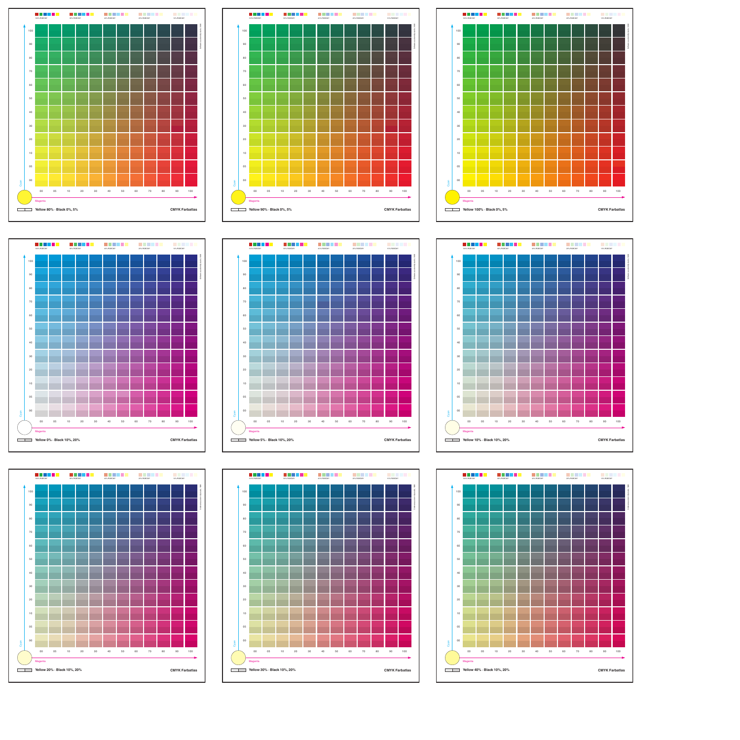100% RGBCMY 80% RGBCMY 40% RGBCMY 20% RGBCMY 10% RGBCMY

Cyan: 100, 90, 80, 70, 60, 50, 40, 30, 20, 10, 05, 00

Magenta: 00, 05, 10, 20, 30, 40, 50, 60, 70, 80, 90, 100

**Yellow 80% · Black 0%, 5%** **CMYK Farbatlas**

100% RGBCMY 80% RGBCMY 40% RGBCMY 20% RGBCMY 10% RGBCMY

Cyan: 100, 90, 80, 70, 60, 50, 40, 30, 20, 10, 05, 00

Magenta: 00, 05, 10, 20, 30, 40, 50, 60, 70, 80, 90, 100

**Yellow 90% · Black 0%, 5%** **CMYK Farbatlas**

100% RGBCMY 80% RGBCMY 40% RGBCMY 20% RGBCMY 10% RGBCMY

Cyan: 100, 90, 80, 70, 60, 50, 40, 30, 20, 10, 05, 00

Magenta: 00, 05, 10, 20, 30, 40, 50, 60, 70, 80, 90, 100

**Yellow 100% · Black 0%, 5%** **CMYK Farbatlas**

100% RGBCMY 80% RGBCMY 40% RGBCMY 20% RGBCMY 10% RGBCMY

Cyan: 100, 90, 80, 70, 60, 50, 40, 30, 20, 10, 05, 00

Magenta: 00, 05, 10, 20, 30, 40, 50, 60, 70, 80, 90, 100

**Yellow 0% · Black 10%, 20%** **CMYK Farbatlas**

100% RGBCMY 80% RGBCMY 40% RGBCMY 20% RGBCMY 10% RGBCMY

Cyan: 100, 90, 80, 70, 60, 50, 40, 30, 20, 10, 05, 00

Magenta: 00, 05, 10, 20, 30, 40, 50, 60, 70, 80, 90, 100

**Yellow 5% · Black 10%, 20%** **CMYK Farbatlas**

100% RGBCMY 80% RGBCMY 40% RGBCMY 20% RGBCMY 10% RGBCMY

Cyan: 100, 90, 80, 70, 60, 50, 40, 30, 20, 10, 05, 00

Magenta: 00, 05, 10, 20, 30, 40, 50, 60, 70, 80, 90, 100

**Yellow 10% · Black 10%, 20%** **CMYK Farbatlas**

100% RGBCMY 80% RGBCMY 40% RGBCMY 20% RGBCMY 10% RGBCMY

Cyan: 100, 90, 80, 70, 60, 50, 40, 30, 20, 10, 05, 00

Magenta: 00, 05, 10, 20, 30, 40, 50, 60, 70, 80, 90, 100

**Yellow 20% · Black 10%, 20%** **CMYK Farbatlas**

100% RGBCMY 80% RGBCMY 40% RGBCMY 20% RGBCMY 10% RGBCMY

Cyan: 100, 90, 80, 70, 60, 50, 40, 30, 20, 10, 05, 00

Magenta: 00, 05, 10, 20, 30, 40, 50, 60, 70, 80, 90, 100

**Yellow 30% · Black 10%, 20%** **CMYK Farbatlas**

100% RGBCMY 80% RGBCMY 40% RGBCMY 20% RGBCMY 10% RGBCMY

Cyan: 100, 90, 80, 70, 60, 50, 40, 30, 20, 10, 05, 00

Magenta: 00, 05, 10, 20, 30, 40, 50, 60, 70, 80, 90, 100

**Yellow 40% · Black 10%, 20%** **CMYK Farbatlas**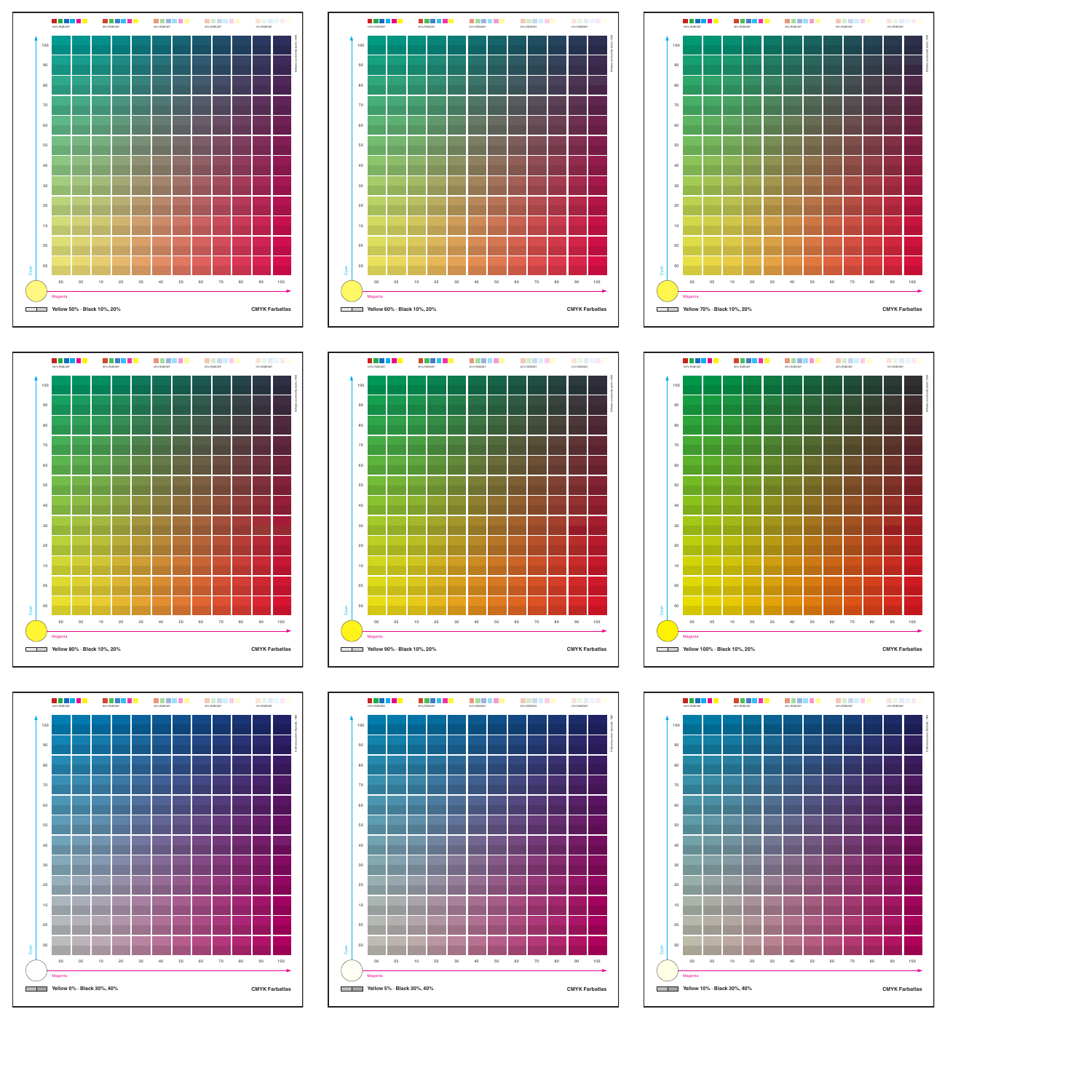## Yellow 50% · Black 10%, 20%

CMYK Farbatlas

Cyan: 00, 05, 10, 20, 30, 40, 50, 60, 70, 80, 90, 100

Magenta: 00, 05, 10, 20, 30, 40, 50, 60, 70, 80, 90, 100

## Yellow 60% · Black 10%, 20%

CMYK Farbatlas

Cyan: 00, 05, 10, 20, 30, 40, 50, 60, 70, 80, 90, 100

Magenta: 00, 05, 10, 20, 30, 40, 50, 60, 70, 80, 90, 100

## Yellow 70% · Black 10%, 20%

CMYK Farbatlas

Cyan: 00, 05, 10, 20, 30, 40, 50, 60, 70, 80, 90, 100

Magenta: 00, 05, 10, 20, 30, 40, 50, 60, 70, 80, 90, 100

## Yellow 80% · Black 10%, 20%

CMYK Farbatlas

Cyan: 00, 05, 10, 20, 30, 40, 50, 60, 70, 80, 90, 100

Magenta: 00, 05, 10, 20, 30, 40, 50, 60, 70, 80, 90, 100

## Yellow 90% · Black 10%, 20%

CMYK Farbatlas

Cyan: 00, 05, 10, 20, 30, 40, 50, 60, 70, 80, 90, 100

Magenta: 00, 05, 10, 20, 30, 40, 50, 60, 70, 80, 90, 100

## Yellow 100% · Black 10%, 20%

CMYK Farbatlas

Cyan: 00, 05, 10, 20, 30, 40, 50, 60, 70, 80, 90, 100

Magenta: 00, 05, 10, 20, 30, 40, 50, 60, 70, 80, 90, 100

## Yellow 0% · Black 30%, 40%

CMYK Farbatlas

Cyan: 00, 05, 10, 20, 30, 40, 50, 60, 70, 80, 90, 100

Magenta: 00, 05, 10, 20, 30, 40, 50, 60, 70, 80, 90, 100

## Yellow 5% · Black 30%, 40%

CMYK Farbatlas

Cyan: 00, 05, 10, 20, 30, 40, 50, 60, 70, 80, 90, 100

Magenta: 00, 05, 10, 20, 30, 40, 50, 60, 70, 80, 90, 100

## Yellow 10% · Black 30%, 40%

CMYK Farbatlas

Cyan: 00, 05, 10, 20, 30, 40, 50, 60, 70, 80, 90, 100

Magenta: 00, 05, 10, 20, 30, 40, 50, 60, 70, 80, 90, 100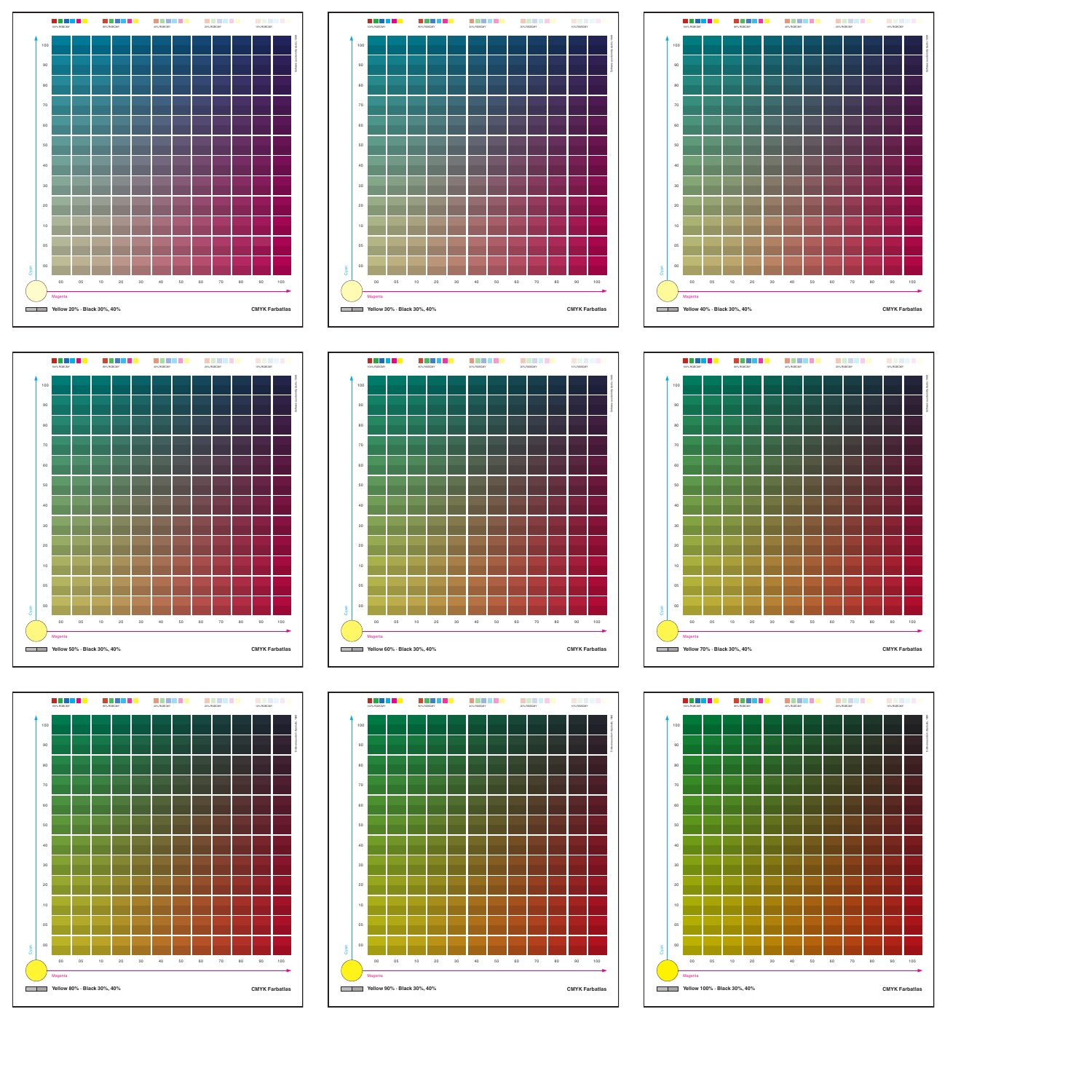Yellow 20% · Black 30%, 40%

CMYK Farbatlas

Yellow 30% · Black 30%, 40%

CMYK Farbatlas

Yellow 40% · Black 30%, 40%

CMYK Farbatlas

Yellow 50% · Black 30%, 40%

CMYK Farbatlas

Yellow 60% · Black 30%, 40%

CMYK Farbatlas

Yellow 70% · Black 30%, 40%

CMYK Farbatlas

Yellow 80% · Black 30%, 40%

CMYK Farbatlas

Yellow 90% · Black 30%, 40%

CMYK Farbatlas

Yellow 100% · Black 30%, 40%

CMYK Farbatlas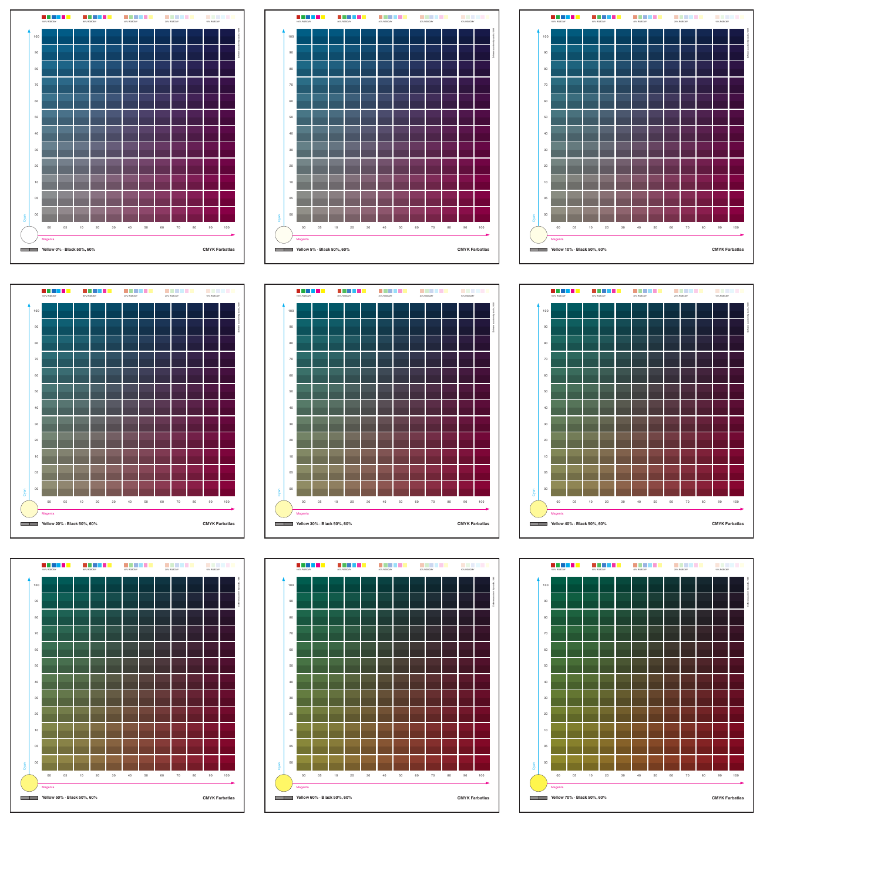## Yellow 0% - Black 50%, 60%

CMYK Farbatlas

Cyan: 100, 90, 80, 70, 60, 50, 40, 30, 20, 10, 05, 00

Magenta: 00, 05, 10, 20, 30, 40, 50, 60, 70, 80, 90, 100

## Yellow 5% - Black 50%, 60%

CMYK Farbatlas

Cyan: 100, 90, 80, 70, 60, 50, 40, 30, 20, 10, 05, 00

Magenta: 00, 05, 10, 20, 30, 40, 50, 60, 70, 80, 90, 100

## Yellow 10% - Black 50%, 60%

CMYK Farbatlas

Cyan: 100, 90, 80, 70, 60, 50, 40, 30, 20, 10, 05, 00

Magenta: 00, 05, 10, 20, 30, 40, 50, 60, 70, 80, 90, 100

## Yellow 20% - Black 50%, 60%

CMYK Farbatlas

Cyan: 100, 90, 80, 70, 60, 50, 40, 30, 20, 10, 05, 00

Magenta: 00, 05, 10, 20, 30, 40, 50, 60, 70, 80, 90, 100

## Yellow 30% - Black 50%, 60%

CMYK Farbatlas

Cyan: 100, 90, 80, 70, 60, 50, 40, 30, 20, 10, 05, 00

Magenta: 00, 05, 10, 20, 30, 40, 50, 60, 70, 80, 90, 100

## Yellow 40% - Black 50%, 60%

CMYK Farbatlas

Cyan: 100, 90, 80, 70, 60, 50, 40, 30, 20, 10, 05, 00

Magenta: 00, 05, 10, 20, 30, 40, 50, 60, 70, 80, 90, 100

## Yellow 50% - Black 50%, 60%

CMYK Farbatlas

Cyan: 100, 90, 80, 70, 60, 50, 40, 30, 20, 10, 05, 00

Magenta: 00, 05, 10, 20, 30, 40, 50, 60, 70, 80, 90, 100

## Yellow 60% - Black 50%, 60%

CMYK Farbatlas

Cyan: 100, 90, 80, 70, 60, 50, 40, 30, 20, 10, 05, 00

Magenta: 00, 05, 10, 20, 30, 40, 50, 60, 70, 80, 90, 100

## Yellow 70% - Black 50%, 60%

CMYK Farbatlas

Cyan: 100, 90, 80, 70, 60, 50, 40, 30, 20, 10, 05, 00

Magenta: 00, 05, 10, 20, 30, 40, 50, 60, 70, 80, 90, 100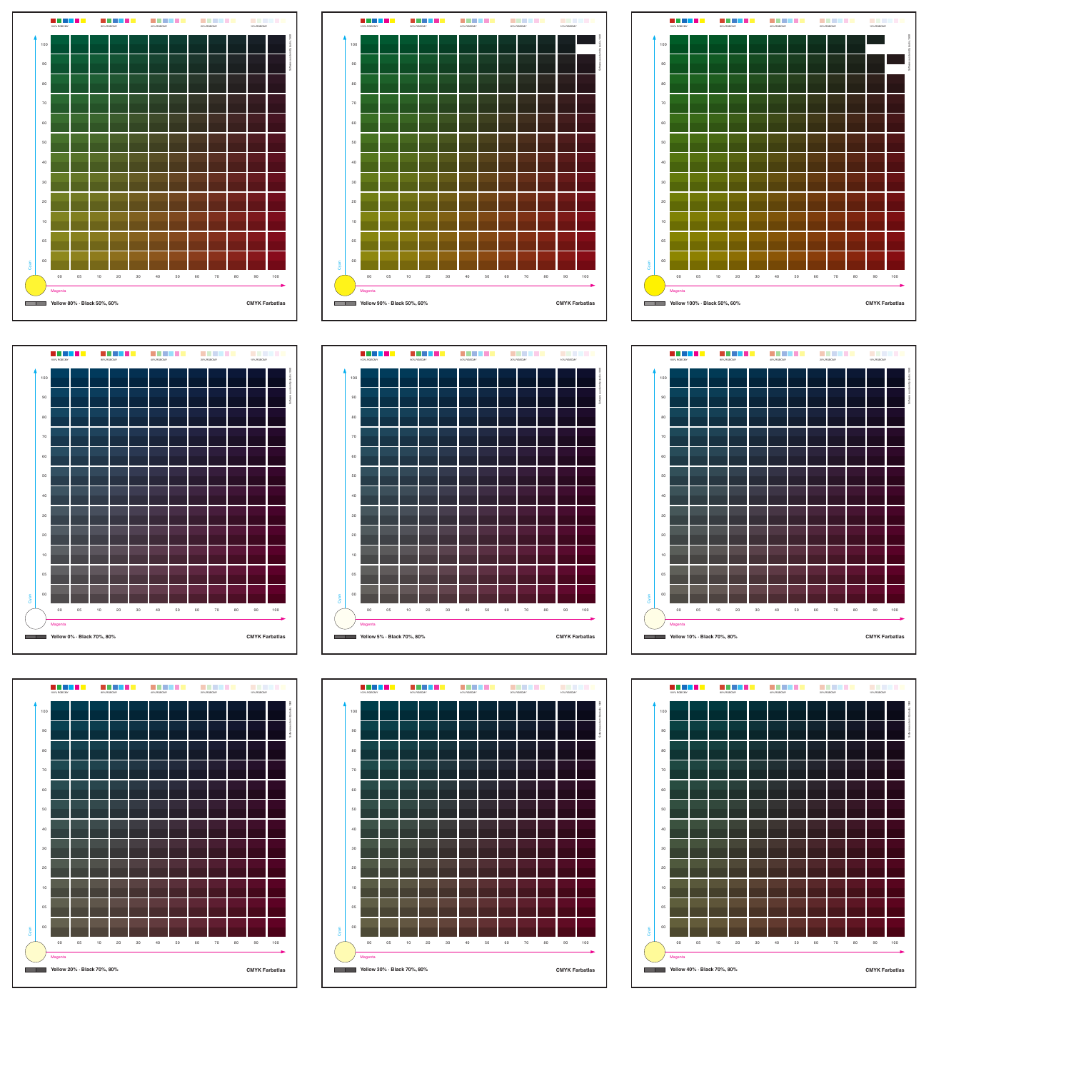Yellow 80% · Black 50%, 60%

CMYK Farbatlas

Yellow 90% · Black 50%, 60%

CMYK Farbatlas

Yellow 100% · Black 50%, 60%

CMYK Farbatlas

Yellow 0% · Black 70%, 80%

CMYK Farbatlas

Yellow 5% · Black 70%, 80%

CMYK Farbatlas

Yellow 10% · Black 70%, 80%

CMYK Farbatlas

Yellow 20% · Black 70%, 80%

CMYK Farbatlas

Yellow 30% · Black 70%, 80%

CMYK Farbatlas

Yellow 40% · Black 70%, 80%

CMYK Farbatlas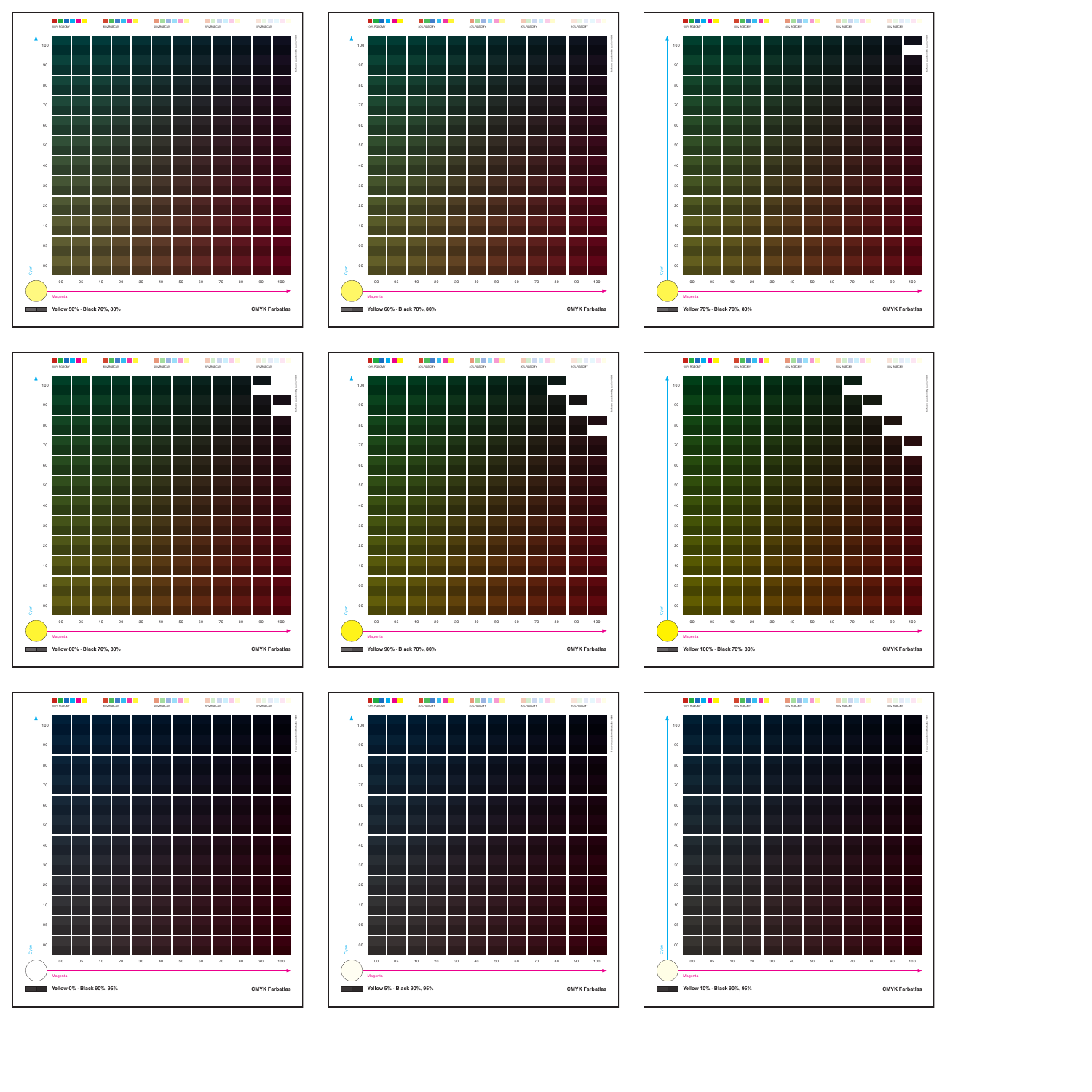Yellow 50% · Black 70%, 80%

CMYK Farbatlas

Yellow 60% · Black 70%, 80%

CMYK Farbatlas

Yellow 70% · Black 70%, 80%

CMYK Farbatlas

Yellow 80% · Black 70%, 80%

CMYK Farbatlas

Yellow 90% · Black 70%, 80%

CMYK Farbatlas

Yellow 100% · Black 70%, 80%

CMYK Farbatlas

Yellow 0% · Black 90%, 95%

CMYK Farbatlas

Yellow 5% · Black 90%, 95%

CMYK Farbatlas

Yellow 10% · Black 90%, 95%

CMYK Farbatlas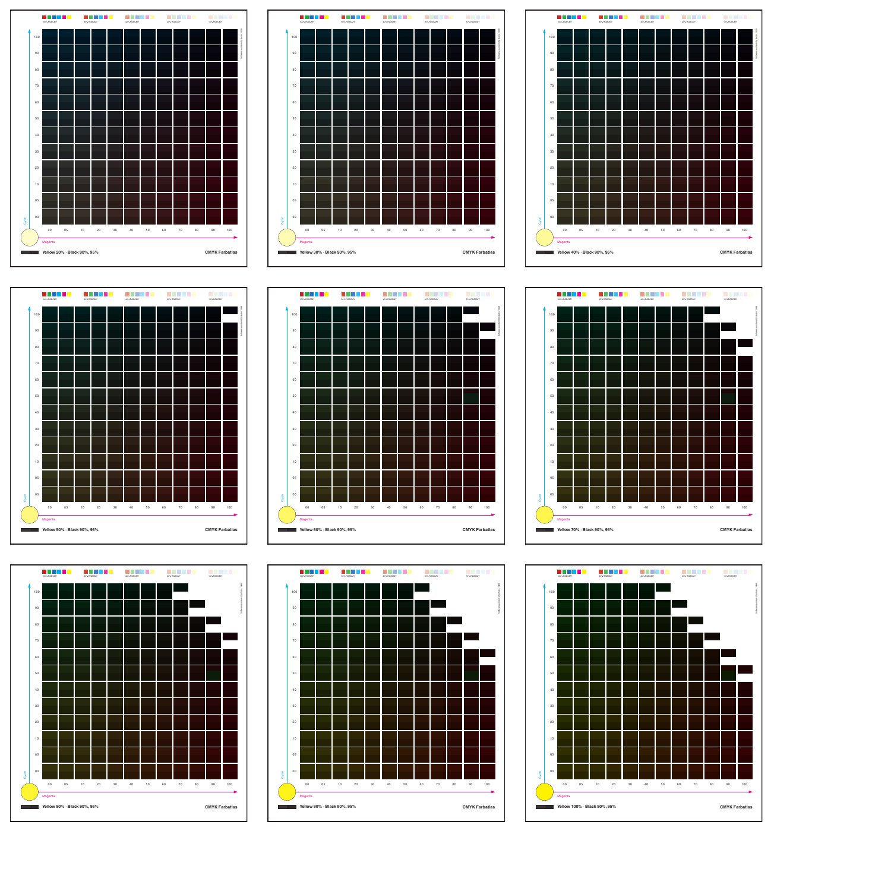Yellow 20% · Black 90%, 95%

CMYK Farbatlas

Yellow 30% · Black 90%, 95%

CMYK Farbatlas

Yellow 40% · Black 90%, 95%

CMYK Farbatlas

Yellow 50% · Black 90%, 95%

CMYK Farbatlas

Yellow 60% · Black 90%, 95%

CMYK Farbatlas

Yellow 70% · Black 90%, 95%

CMYK Farbatlas

Yellow 80% · Black 90%, 95%

CMYK Farbatlas

Yellow 90% · Black 90%, 95%

CMYK Farbatlas

Yellow 100% · Black 90%, 95%

CMYK Farbatlas